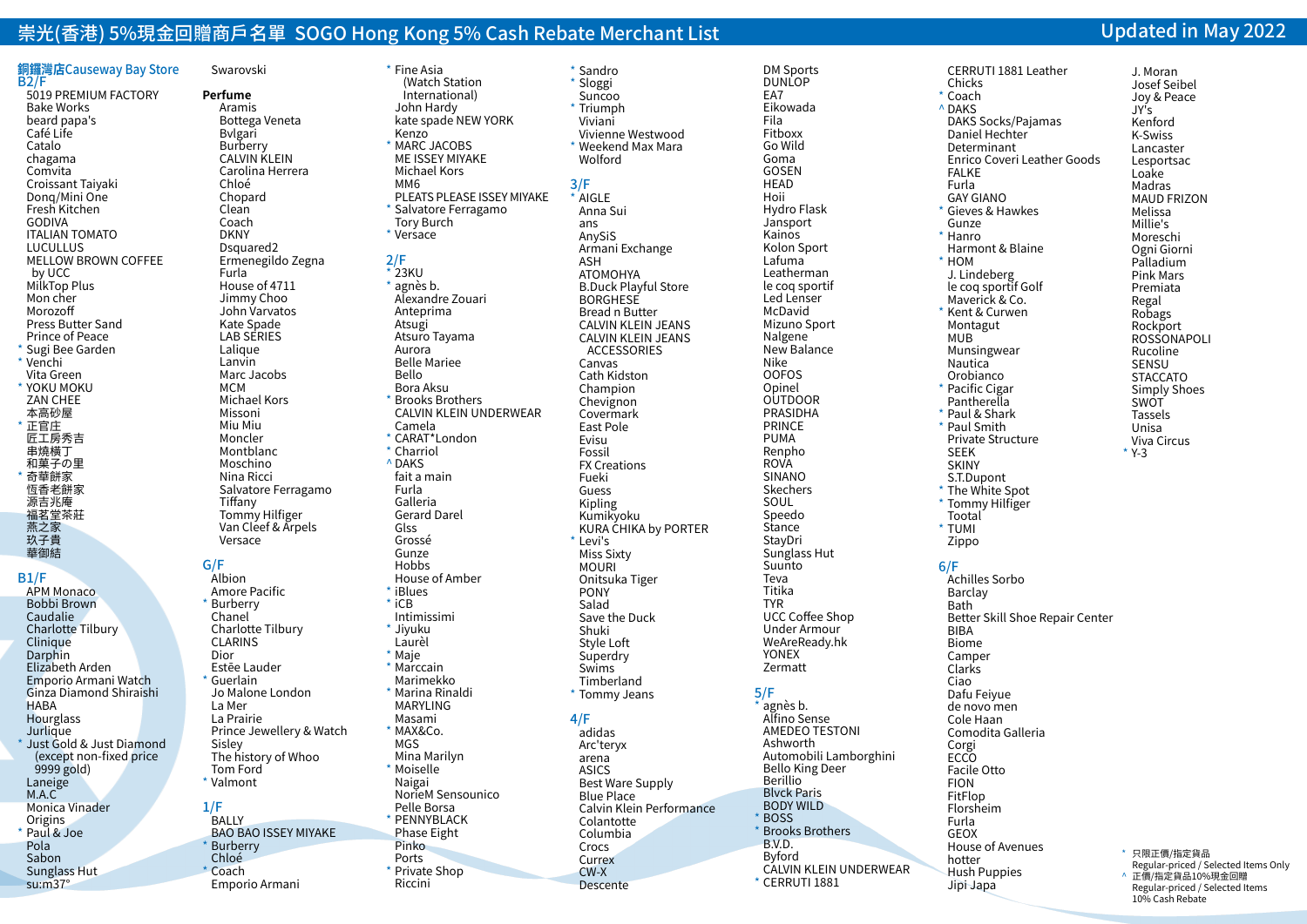# 崇光(香港) 5%現金回贈商戶名單 SOGO Hong Kong 5% Cash Rebate Merchant List

Updated in May 2022

## 銅鑼灣店Causeway Bay Store

### B2/F

- 5019 PREMIUM FACTORY
- Bake Works
- beard papa's
- Café Life
- Catalo
- chagama
- Comvita
- Croissant Taiyaki
- Donq/Mini One
- Fresh Kitchen
- GODIVA
- ITALIAN TOMATO
- LUCULLUS
- MELLOW BROWN COFFEE by UCC
- MilkTop Plus
- Mon cher
- Morozoff
- Press Butter Sand
- Prince of Peace
- * Sugi Bee Garden
- * Venchi
- Vita Green
- * YOKU MOKU
- ZAN CHEE
- 本高砂屋
- * 正官庄
- 匠工房秀吉
- 串燒橫丁
- 和菓子の里
- * 奇華餅家
- 恆香老餅家
- 源吉兆庵
- 福茗堂茶莊
- 燕之家
- 玖子貴
- 華御結

### B1/F

- APM Monaco
- Bobbi Brown
- Caudalie
- Charlotte Tilbury
- Clinique
- Darphin
- Elizabeth Arden
- Emporio Armani Watch
- Ginza Diamond Shiraishi
- HABA
- Hourglass
- Jurlique
- * Just Gold & Just Diamond (except non-fixed price 9999 gold)
- Laneige
- M.A.C
- Monica Vinader
- Origins
- * Paul & Joe
- Pola
- Sabon
- Sunglass Hut
- su:m37°
- Swarovski

### Perfume

- Aramis
- Bottega Veneta
- Bvlgari
- Burberry
- CALVIN KLEIN
- Carolina Herrera
- Chloé
- Chopard
- Clean
- Coach
- DKNY
- Dsquared2
- Ermenegildo Zegna
- Furla
- House of 4711
- Jimmy Choo
- John Varvatos
- Kate Spade
- LAB SERIES
- Lalique
- Lanvin
- Marc Jacobs
- MCM
- Michael Kors
- Missoni
- Miu Miu
- Moncler
- Montblanc
- Moschino
- Nina Ricci
- Salvatore Ferragamo
- Tiffany
- Tommy Hilfiger
- Van Cleef & Arpels
- Versace

### G/F

- Albion
- Amore Pacific
- * Burberry
- Chanel
- Charlotte Tilbury
- CLARINS
- Dior
- Estēe Lauder
- * Guerlain
- Jo Malone London
- La Mer
- La Prairie
- Prince Jewellery & Watch
- Sisley
- The history of Whoo
- Tom Ford
- * Valmont

### 1/F

- BALLY
- BAO BAO ISSEY MIYAKE
- * Burberry
- Chloé
- * Coach
- Emporio Armani
- * Fine Asia (Watch Station International)
- John Hardy
- kate spade NEW YORK
- Kenzo
- * MARC JACOBS
- ME ISSEY MIYAKE
- Michael Kors
- MM6
- PLEATS PLEASE ISSEY MIYAKE
- * Salvatore Ferragamo
- Tory Burch
- * Versace

### 2/F

- * 23KU
- * agnès b.
- Alexandre Zouari
- Anteprima
- Atsugi
- Atsuro Tayama
- Aurora
- Belle Mariee
- Bello
- Bora Aksu
- * Brooks Brothers
- CALVIN KLEIN UNDERWEAR
- Camela
- * CARAT*London
- * Charriol
- ^ DAKS
- fait a main
- Furla
- Galleria
- Gerard Darel
- Glss
- Grossé
- Gunze
- Hobbs
- House of Amber
- * iBlues
- * iCB
- Intimissimi
- * Jiyuku
- Laurèl
- * Maje
- * Marccain
- Marimekko
- * Marina Rinaldi
- MARYLING
- Masami
- * MAX&Co.
- MGS
- * Mina Marilyn
- * Moiselle
- Naigai
- NorieM Sensounico
- Pelle Borsa
- * PENNYBLACK
- Phase Eight
- Pinko
- Ports
- * Private Shop
- Riccini
- * Sandro
- * Sloggi
- Suncoo
- * Triumph
- Viviani
- Vivienne Westwood
- * Weekend Max Mara
- Wolford

### 3/F

- * AIGLE
- Anna Sui
- ans
- AnySiS
- Armani Exchange
- ASH
- ATOMOHYA
- B.Duck Playful Store
- BORGHESE
- Bread n Butter
- CALVIN KLEIN JEANS
- CALVIN KLEIN JEANS ACCESSORIES
- Canvas
- Cath Kidston
- Champion
- Chevignon
- Covermark
- East Pole
- Evisu
- Fossil
- FX Creations
- Fueki
- Guess
- Kipling
- Kumikyoku
- KURA CHIKA by PORTER
- * Levi's
- Miss Sixty
- MOURI
- Onitsuka Tiger
- PONY
- Salad
- Save the Duck
- Shuki
- Style Loft
- Superdry
- Swims
- Timberland
- * Tommy Jeans

### 4/F

- adidas
- Arc'teryx
- arena
- ASICS
- Best Ware Supply
- Blue Place
- Calvin Klein Performance
- Colantotte
- Columbia
- Crocs
- Currex
- CW-X
- Descente
- DM Sports
- DUNLOP
- EA7
- Eikowada
- Fila
- Fitboxx
- Go Wild
- Goma
- GOSEN
- HEAD
- Hoii
- Hydro Flask
- Jansport
- Kainos
- Kolon Sport
- Lafuma
- Leatherman
- le coq sportif
- Led Lenser
- McDavid
- Mizuno Sport
- Nalgene
- New Balance
- Nike
- OOFOS
- Opinel
- OUTDOOR
- PRASIDHA
- PRINCE
- PUMA
- Renpho
- ROVA
- SINANO
- Skechers
- SOUL
- Speedo
- Stance
- StayDri
- Sunglass Hut
- Suunto
- Teva
- Titika
- TYR
- UCC Coffee Shop
- Under Armour
- WeAreReady.hk
- YONEX
- Zermatt

### 5/F

- * agnès b.
- Alfino Sense
- AMEDEO TESTONI
- Ashworth
- Automobili Lamborghini
- Bello King Deer
- Berillio
- Blvck Paris
- BODY WILD
- * BOSS
- * Brooks Brothers
- B.V.D.
- Byford
- CALVIN KLEIN UNDERWEAR
- * CERRUTI 1881
- CERRUTI 1881 Leather
- Chicks
- * Coach
- ^ DAKS
- DAKS Socks/Pajamas
- Daniel Hechter
- Determinant
- Enrico Coveri Leather Goods
- FALKE
- Furla
- GAY GIANO
- * Gieves & Hawkes
- Gunze
- * Hanro
- Harmont & Blaine
- * HOM
- J. Lindeberg
- le coq sportif Golf
- Maverick & Co.
- * Kent & Curwen
- Montagut
- MUB
- Munsingwear
- Nautica
- Orobianco
- * Pacific Cigar
- Pantherella
- * Paul & Shark
- * Paul Smith
- Private Structure
- SEEK
- SKINY
- S.T.Dupont
- * The White Spot
- * Tommy Hilfiger
- Tootal
- * TUMI
- Zippo

### 6/F

- Achilles Sorbo
- Barclay
- Bath
- Better Skill Shoe Repair Center
- BIBA
- Biome
- Camper
- Clarks
- Ciao
- Dafu Feiyue
- de novo men
- Cole Haan
- Comodita Galleria
- Corgi
- ECCO
- Facile Otto
- FION
- FitFlop
- Florsheim
- Furla
- GEOX
- House of Avenues
- hotter
- Hush Puppies
- Jipi Japa
- J. Moran
- Josef Seibel
- Joy & Peace
- JY's
- Kenford
- K-Swiss
- Lancaster
- Lesportsac
- Loake
- Madras
- MAUD FRIZON
- Melissa
- Millie's
- Moreschi
- Ogni Giorni
- Palladium
- Pink Mars
- Premiata
- Regal
- Robags
- Rockport
- ROSSONAPOLI
- Rucoline
- SENSU
- STACCATO
- Simply Shoes
- SWOT
- Tassels
- Unisa
- Viva Circus
- * Y-3

\* 只限正價/指定貨品 Regular-priced / Selected Items Only

^ 正價/指定貨品10%現金回贈 Regular-priced / Selected Items 10% Cash Rebate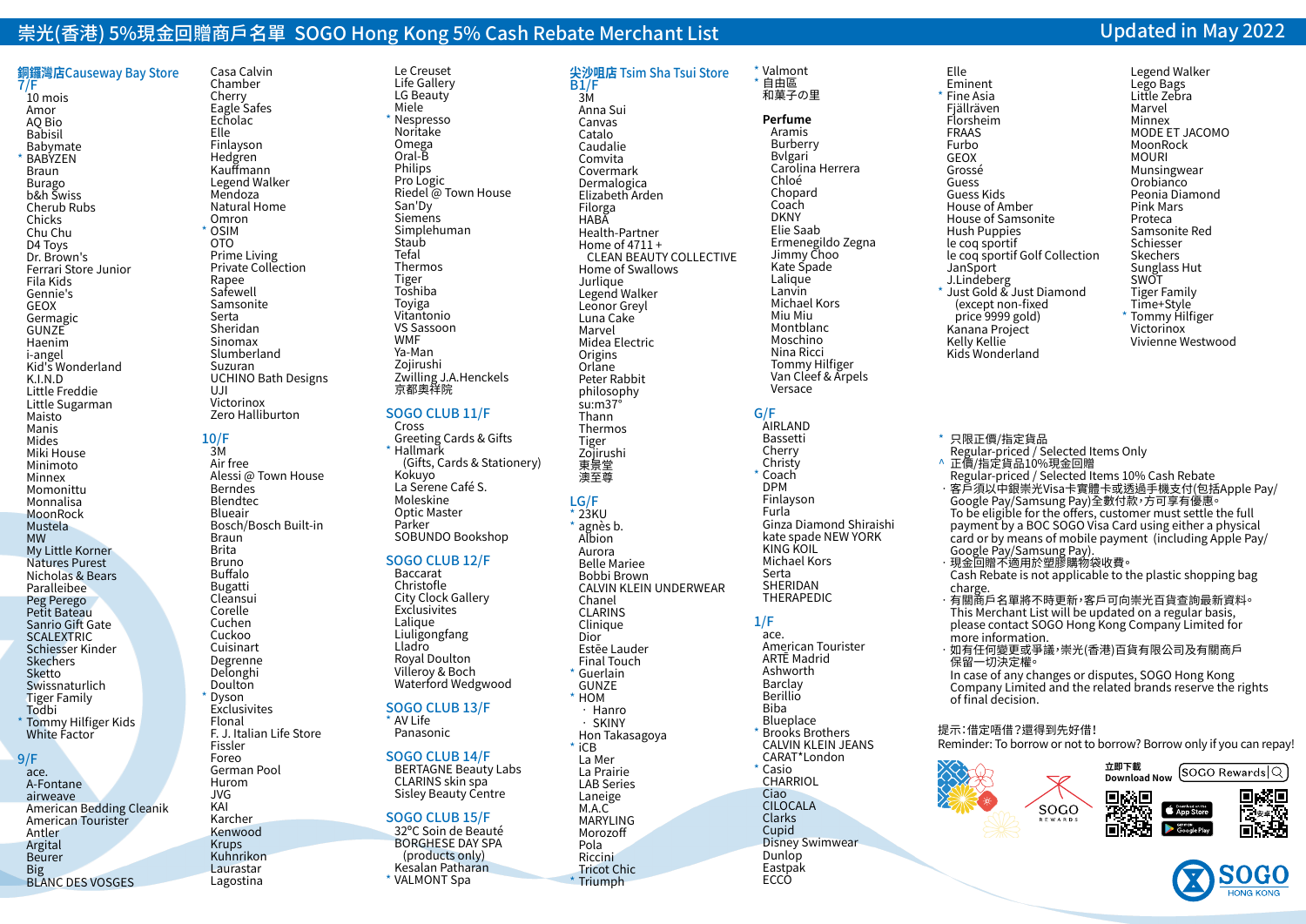# 崇光(香港) 5%現金回贈商戶名單 SOGO Hong Kong 5% Cash Rebate Merchant List

Updated in May 2022

## 銅鑼灣店Causeway Bay Store

### 7/F

10 mois
Amor
AQ Bio
Babisil
Babymate
* BABYZEN
Braun
Burago
b&h Swiss
Cherub Rubs
Chicks
Chu Chu
D4 Toys
Dr. Brown's
Ferrari Store Junior
Fila Kids
Gennie's
GEOX
Germagic
GUNZE
Haenim
i-angel
Kid's Wonderland
K.I.N.D
Little Freddie
Little Sugarman
Maisto
Manis
Mides
Miki House
Minimoto
Minnex
Momonittu
Monnalisa
MoonRock
Mustela
MW
My Little Korner
Natures Purest
Nicholas & Bears
Paralleibee
Peg Perego
Petit Bateau
Sanrio Gift Gate
SCALEXTRIC
Schiesser Kinder
Skechers
Sketto
Swissnaturlich
Tiger Family
Todbi
* Tommy Hilfiger Kids
White Factor

### 9/F

ace.
A-Fontane
airweave
American Bedding Cleanik
American Tourister
Antler
Argital
Beurer
Big
BLANC DES VOSGES
Casa Calvin
Chamber
Cherry
Eagle Safes
Echolac
Elle
Finlayson
Hedgren
Kauffmann
Legend Walker
Mendoza
Natural Home
Omron
* OSIM
OTO
Prime Living
Private Collection
Rapee
Safewell
Samsonite
Serta
Sheridan
Sinomax
Slumberland
Suzuran
UCHINO Bath Designs
UJI
Victorinox
Zero Halliburton

### 10/F

3M
Air free
Alessi @ Town House
Berndes
Blendtec
Blueair
Bosch/Bosch Built-in
Braun
Brita
Bruno
Buffalo
Bugatti
Cleansui
Corelle
Cuchen
Cuckoo
Cuisinart
Degrenne
Delonghi
Doulton
* Dyson
Exclusivites
Flonal
F. J. Italian Life Store
Fissler
Foreo
German Pool
Hurom
JVG
KAI
Karcher
Kenwood
Krups
Kuhnrikon
Laurastar
Lagostina
Le Creuset
Life Gallery
LG Beauty
Miele
* Nespresso
Noritake
Omega
Oral-B
Philips
Pro Logic
Riedel @ Town House
San'Dy
Siemens
Simplehuman
Staub
Tefal
Thermos
Tiger
Toshiba
Toyiga
Vitantonio
VS Sassoon
WMF
Ya-Man
Zojirushi
Zwilling J.A.Henckels
京都奧祥院

### SOGO CLUB 11/F

Cross
Greeting Cards & Gifts
* Hallmark
(Gifts, Cards & Stationery)
Kokuyo
La Serene Café S.
Moleskine
Optic Master
Parker
SOBUNDO Bookshop

### SOGO CLUB 12/F

Baccarat
Christofle
City Clock Gallery
Exclusivites
Lalique
Liuligongfang
Lladro
Royal Doulton
Villeroy & Boch
Waterford Wedgwood

### SOGO CLUB 13/F

* AV Life
Panasonic

### SOGO CLUB 14/F

BERTAGNE Beauty Labs
CLARINS skin spa
Sisley Beauty Centre

### SOGO CLUB 15/F

32°C Soin de Beauté
BORGHESE DAY SPA
(products only)
Kesalan Patharan
* VALMONT Spa

## 尖沙咀店 Tsim Sha Tsui Store

### B1/F

3M
Anna Sui
Canvas
Catalo
Caudalie
Comvita
Covermark
Dermalogica
Elizabeth Arden
Filorga
HABA
Health-Partner
Home of 4711 +
CLEAN BEAUTY COLLECTIVE
Home of Swallows
Jurlique
Legend Walker
Leonor Greyl
Luna Cake
Marvel
Midea Electric
Origins
Orlane
Peter Rabbit
philosophy
su:m37°
Thann
Thermos
Tiger
Zojirushi
東景堂
澳至尊
* Valmont
* 自由區
和菓子の里

**Perfume**
Aramis
Burberry
Bvlgari
Carolina Herrera
Chloé
Chopard
Coach
DKNY
Elie Saab
Ermenegildo Zegna
Jimmy Choo
Kate Spade
Lalique
Lanvin
Michael Kors
Miu Miu
Montblanc
Moschino
Nina Ricci
Tommy Hilfiger
Van Cleef & Arpels
Versace

### LG/F

* 23KU
* agnès b.
Albion
Aurora
Belle Mariee
Bobbi Brown
CALVIN KLEIN UNDERWEAR
Chanel
CLARINS
Clinique
Dior
Estēe Lauder
Final Touch
* Guerlain
GUNZE
* HOM
· Hanro
· SKINY
Hon Takasagoya
* iCB
La Mer
La Prairie
LAB Series
Laneige
M.A.C
MARYLING
Morozoff
Pola
Riccini
Tricot Chic
* Triumph

### G/F

AIRLAND
Bassetti
Cherry
Christy
* Coach
DPM
Finlayson
Furla
Ginza Diamond Shiraishi
kate spade NEW YORK
KING KOIL
Michael Kors
Serta
SHERIDAN
THERAPEDIC

### 1/F

ace.
American Tourister
ARTE Madrid
Ashworth
Barclay
Berillio
Biba
Blueplace
* Brooks Brothers
CALVIN KLEIN JEANS
CARAT*London
* Casio
CHARRIOL
Ciao
CILOCALA
Clarks
Cupid
Disney Swimwear
Dunlop
Eastpak
ECCO
Elle
Eminent
* Fine Asia
Fjällräven
Florsheim
FRAAS
Furbo
GEOX
Grossé
Guess
Guess Kids
House of Amber
House of Samsonite
Hush Puppies
le coq sportif
le coq sportif Golf Collection
JanSport
J.Lindeberg
* Just Gold & Just Diamond
(except non-fixed
price 9999 gold)
Kanana Project
Kelly Kellie
Kids Wonderland
Legend Walker
Lego Bags
Little Zebra
Marvel
Minnex
MODE ET JACOMO
MoonRock
MOURI
Munsingwear
Orobianco
Peonia Diamond
Pink Mars
Proteca
Samsonite Red
Schiesser
Skechers
Sunglass Hut
SWOT
Tiger Family
Time+Style
* Tommy Hilfiger
Victorinox
Vivienne Westwood

---

\* 只限正價/指定貨品
Regular-priced / Selected Items Only

^ 正價/指定貨品10%現金回贈
Regular-priced / Selected Items 10% Cash Rebate

· 客戶須以中銀崇光Visa卡實體卡或透過手機支付(包括Apple Pay/Google Pay/Samsung Pay)全數付款,方可享有優惠。
To be eligible for the offers, customer must settle the full payment by a BOC SOGO Visa Card using either a physical card or by means of mobile payment (including Apple Pay/Google Pay/Samsung Pay).

· 現金回贈不適用於塑膠購物袋收費。
Cash Rebate is not applicable to the plastic shopping bag charge.

· 有關商戶名單將不時更新,客戶可向崇光百貨查詢最新資料。
This Merchant List will be updated on a regular basis, please contact SOGO Hong Kong Company Limited for more information.

· 如有任何變更或爭議,崇光(香港)百貨有限公司及有關商戶保留一切決定權。
In case of any changes or disputes, SOGO Hong Kong Company Limited and the related brands reserve the rights of final decision.

提示:借定唔借?還得到先好借!
Reminder: To borrow or not to borrow? Borrow only if you can repay!

立即下載
Download Now

SOGO Rewards